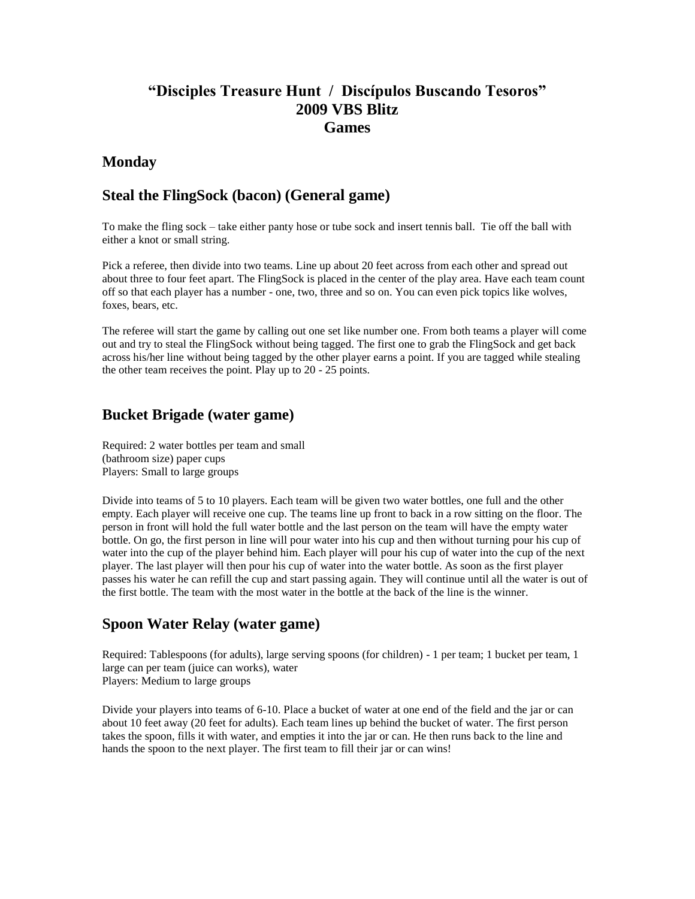# "Disciples Treasure Hunt / Discípulos Buscando Tesoros"
# 2009 VBS Blitz
# Games

## Monday

## Steal the FlingSock (bacon) (General game)

To make the fling sock – take either panty hose or tube sock and insert tennis ball. Tie off the ball with either a knot or small string.

Pick a referee, then divide into two teams. Line up about 20 feet across from each other and spread out about three to four feet apart. The FlingSock is placed in the center of the play area. Have each team count off so that each player has a number - one, two, three and so on. You can even pick topics like wolves, foxes, bears, etc.

The referee will start the game by calling out one set like number one. From both teams a player will come out and try to steal the FlingSock without being tagged. The first one to grab the FlingSock and get back across his/her line without being tagged by the other player earns a point. If you are tagged while stealing the other team receives the point. Play up to 20 - 25 points.

## Bucket Brigade (water game)

Required: 2 water bottles per team and small (bathroom size) paper cups
Players: Small to large groups

Divide into teams of 5 to 10 players. Each team will be given two water bottles, one full and the other empty. Each player will receive one cup. The teams line up front to back in a row sitting on the floor. The person in front will hold the full water bottle and the last person on the team will have the empty water bottle. On go, the first person in line will pour water into his cup and then without turning pour his cup of water into the cup of the player behind him. Each player will pour his cup of water into the cup of the next player. The last player will then pour his cup of water into the water bottle. As soon as the first player passes his water he can refill the cup and start passing again. They will continue until all the water is out of the first bottle. The team with the most water in the bottle at the back of the line is the winner.

## Spoon Water Relay (water game)

Required: Tablespoons (for adults), large serving spoons (for children) - 1 per team; 1 bucket per team, 1 large can per team (juice can works), water
Players: Medium to large groups

Divide your players into teams of 6-10. Place a bucket of water at one end of the field and the jar or can about 10 feet away (20 feet for adults). Each team lines up behind the bucket of water. The first person takes the spoon, fills it with water, and empties it into the jar or can. He then runs back to the line and hands the spoon to the next player. The first team to fill their jar or can wins!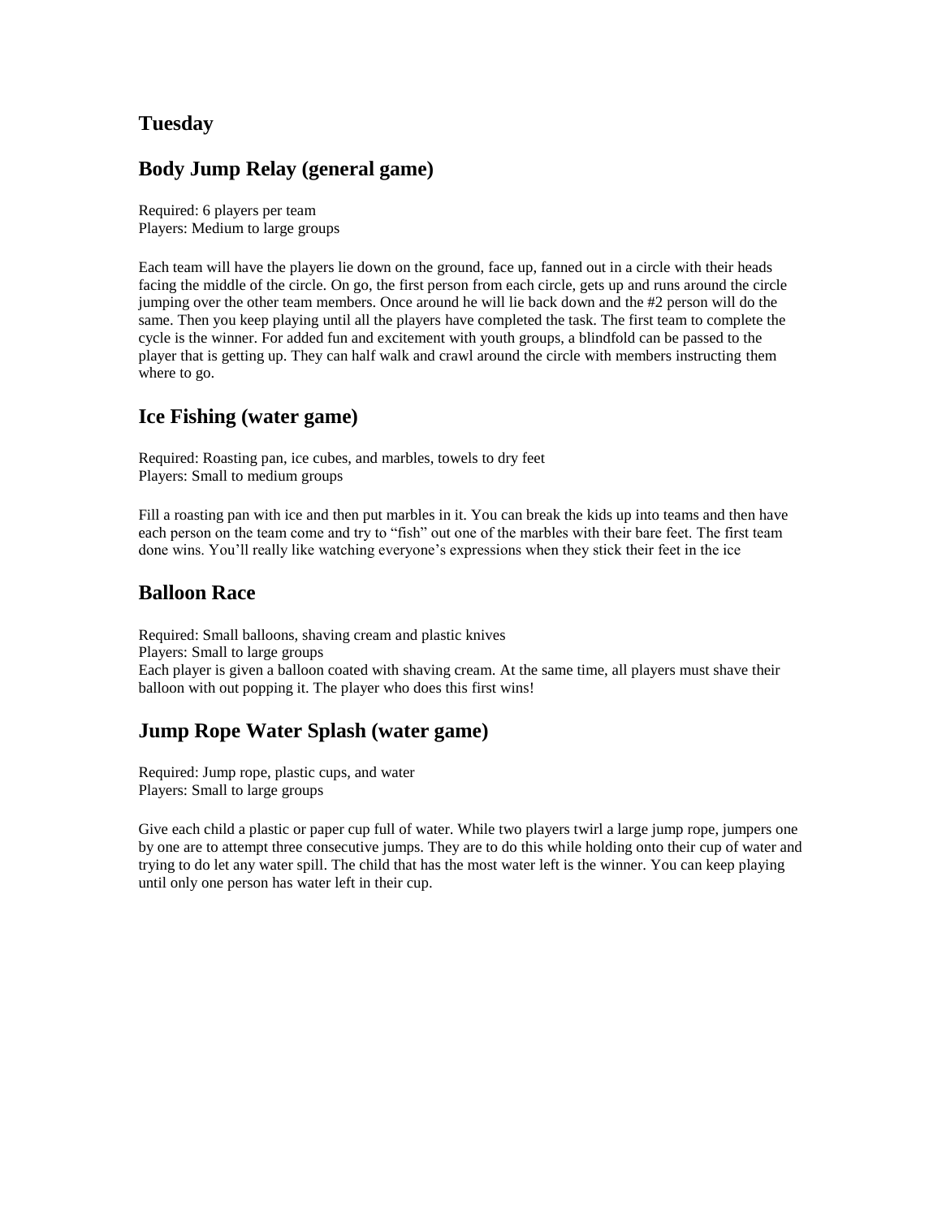## Tuesday

## Body Jump Relay (general game)

Required: 6 players per team
Players: Medium to large groups

Each team will have the players lie down on the ground, face up, fanned out in a circle with their heads facing the middle of the circle. On go, the first person from each circle, gets up and runs around the circle jumping over the other team members. Once around he will lie back down and the #2 person will do the same. Then you keep playing until all the players have completed the task. The first team to complete the cycle is the winner. For added fun and excitement with youth groups, a blindfold can be passed to the player that is getting up. They can half walk and crawl around the circle with members instructing them where to go.

## Ice Fishing (water game)

Required: Roasting pan, ice cubes, and marbles, towels to dry feet
Players: Small to medium groups

Fill a roasting pan with ice and then put marbles in it. You can break the kids up into teams and then have each person on the team come and try to "fish" out one of the marbles with their bare feet. The first team done wins. You'll really like watching everyone's expressions when they stick their feet in the ice

## Balloon Race

Required: Small balloons, shaving cream and plastic knives
Players: Small to large groups
Each player is given a balloon coated with shaving cream. At the same time, all players must shave their balloon with out popping it. The player who does this first wins!

## Jump Rope Water Splash (water game)

Required: Jump rope, plastic cups, and water
Players: Small to large groups

Give each child a plastic or paper cup full of water. While two players twirl a large jump rope, jumpers one by one are to attempt three consecutive jumps. They are to do this while holding onto their cup of water and trying to do let any water spill. The child that has the most water left is the winner. You can keep playing until only one person has water left in their cup.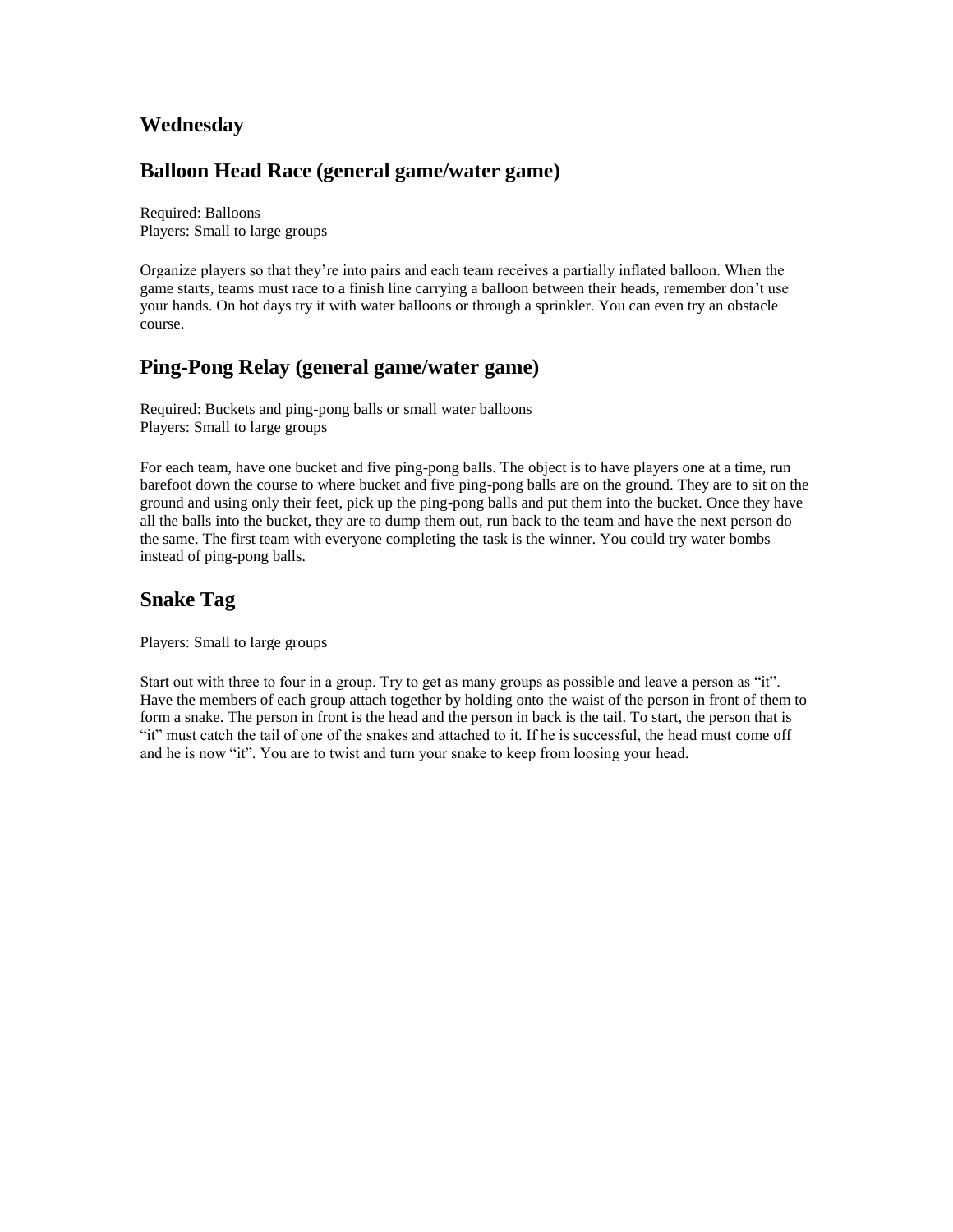## Wednesday

## Balloon Head Race (general game/water game)

Required: Balloons
Players: Small to large groups

Organize players so that they're into pairs and each team receives a partially inflated balloon. When the game starts, teams must race to a finish line carrying a balloon between their heads, remember don't use your hands. On hot days try it with water balloons or through a sprinkler. You can even try an obstacle course.

## Ping-Pong Relay (general game/water game)

Required: Buckets and ping-pong balls or small water balloons
Players: Small to large groups

For each team, have one bucket and five ping-pong balls. The object is to have players one at a time, run barefoot down the course to where bucket and five ping-pong balls are on the ground. They are to sit on the ground and using only their feet, pick up the ping-pong balls and put them into the bucket. Once they have all the balls into the bucket, they are to dump them out, run back to the team and have the next person do the same. The first team with everyone completing the task is the winner. You could try water bombs instead of ping-pong balls.

## Snake Tag

Players: Small to large groups

Start out with three to four in a group. Try to get as many groups as possible and leave a person as "it". Have the members of each group attach together by holding onto the waist of the person in front of them to form a snake. The person in front is the head and the person in back is the tail. To start, the person that is "it" must catch the tail of one of the snakes and attached to it. If he is successful, the head must come off and he is now "it". You are to twist and turn your snake to keep from loosing your head.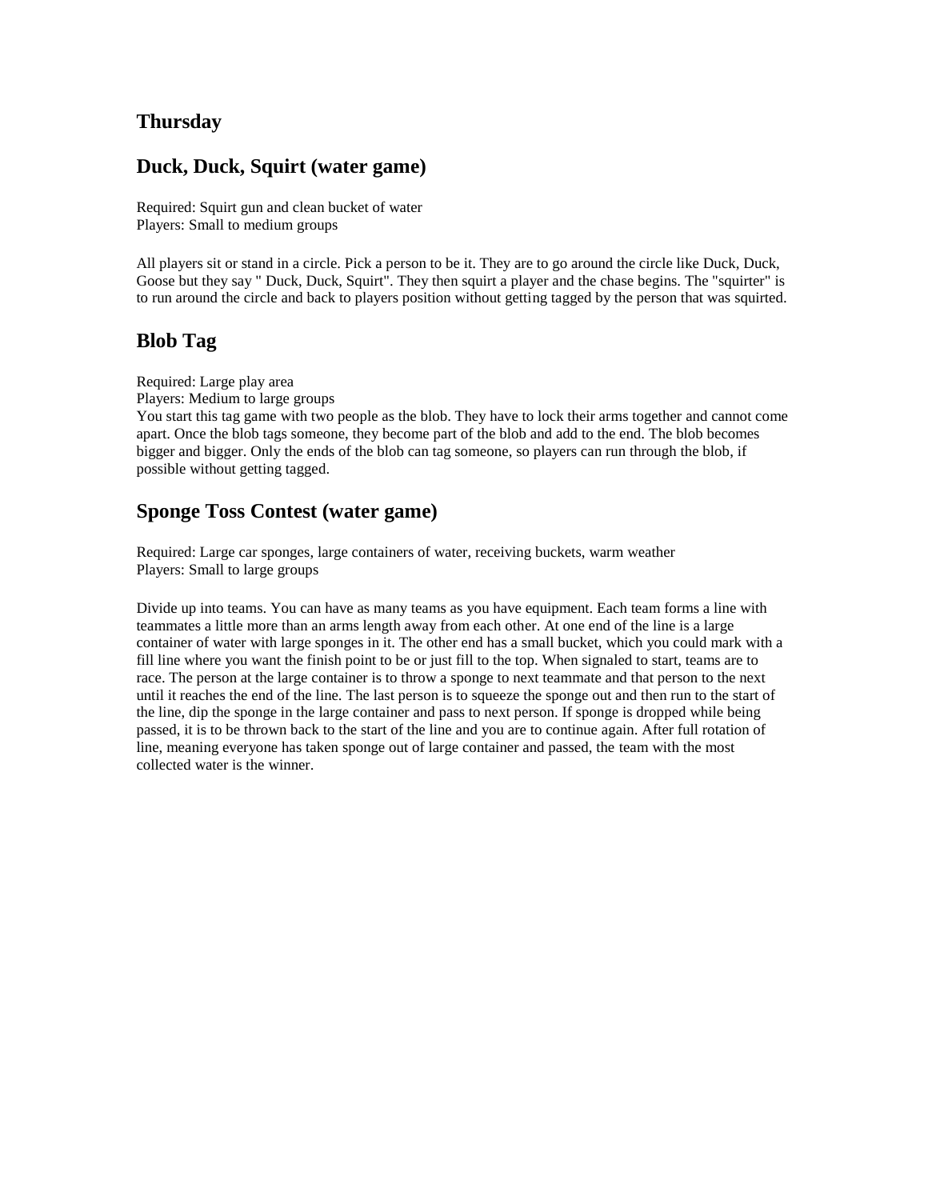## Thursday

## Duck, Duck, Squirt (water game)

Required: Squirt gun and clean bucket of water
Players: Small to medium groups

All players sit or stand in a circle. Pick a person to be it. They are to go around the circle like Duck, Duck, Goose but they say " Duck, Duck, Squirt". They then squirt a player and the chase begins. The "squirter" is to run around the circle and back to players position without getting tagged by the person that was squirted.

## Blob Tag

Required: Large play area
Players: Medium to large groups
You start this tag game with two people as the blob. They have to lock their arms together and cannot come apart. Once the blob tags someone, they become part of the blob and add to the end. The blob becomes bigger and bigger. Only the ends of the blob can tag someone, so players can run through the blob, if possible without getting tagged.

## Sponge Toss Contest (water game)

Required: Large car sponges, large containers of water, receiving buckets, warm weather
Players: Small to large groups

Divide up into teams. You can have as many teams as you have equipment. Each team forms a line with teammates a little more than an arms length away from each other. At one end of the line is a large container of water with large sponges in it. The other end has a small bucket, which you could mark with a fill line where you want the finish point to be or just fill to the top. When signaled to start, teams are to race. The person at the large container is to throw a sponge to next teammate and that person to the next until it reaches the end of the line. The last person is to squeeze the sponge out and then run to the start of the line, dip the sponge in the large container and pass to next person. If sponge is dropped while being passed, it is to be thrown back to the start of the line and you are to continue again. After full rotation of line, meaning everyone has taken sponge out of large container and passed, the team with the most collected water is the winner.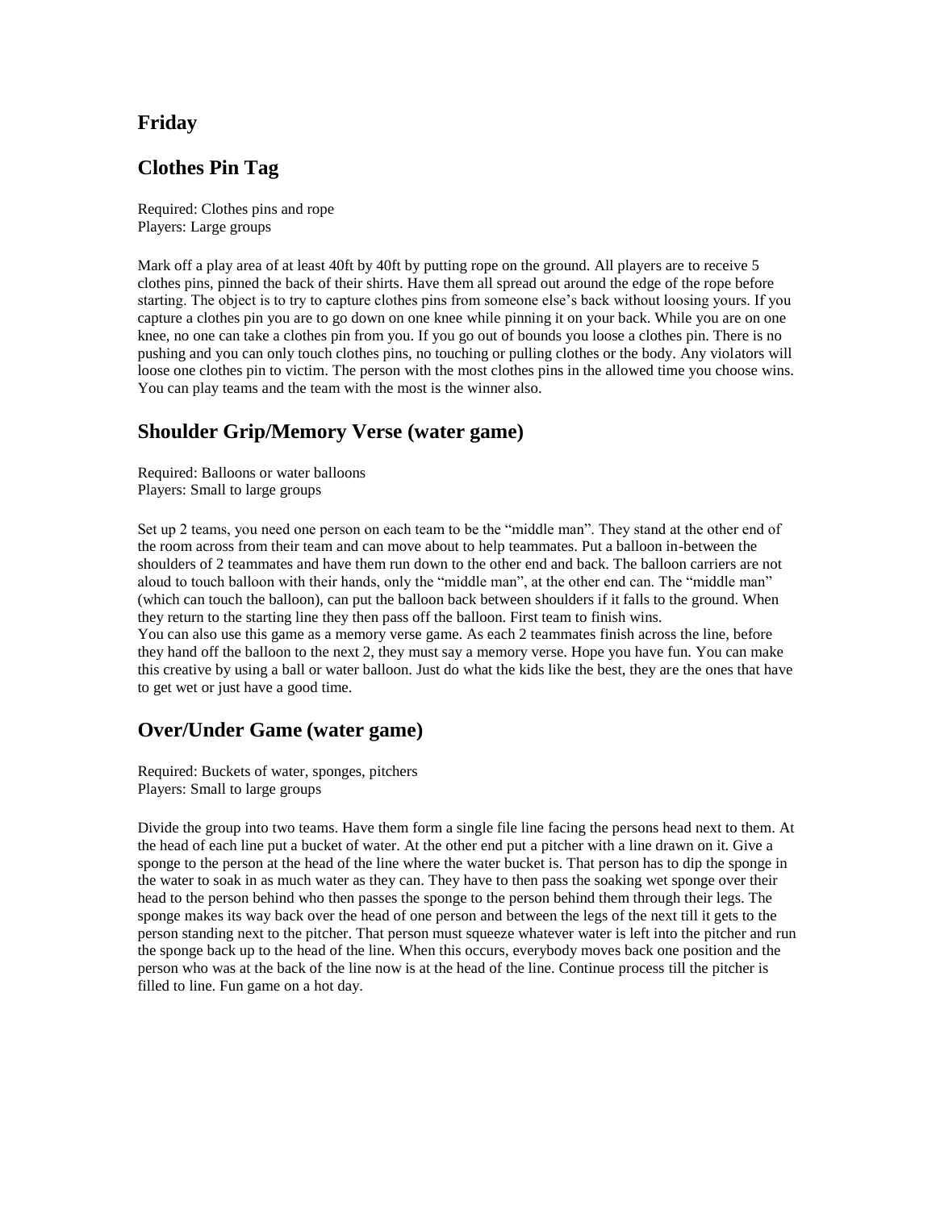## Friday

## Clothes Pin Tag

Required: Clothes pins and rope
Players: Large groups

Mark off a play area of at least 40ft by 40ft by putting rope on the ground. All players are to receive 5 clothes pins, pinned the back of their shirts. Have them all spread out around the edge of the rope before starting. The object is to try to capture clothes pins from someone else's back without loosing yours. If you capture a clothes pin you are to go down on one knee while pinning it on your back. While you are on one knee, no one can take a clothes pin from you. If you go out of bounds you loose a clothes pin. There is no pushing and you can only touch clothes pins, no touching or pulling clothes or the body. Any violators will loose one clothes pin to victim. The person with the most clothes pins in the allowed time you choose wins. You can play teams and the team with the most is the winner also.

## Shoulder Grip/Memory Verse (water game)

Required: Balloons or water balloons
Players: Small to large groups

Set up 2 teams, you need one person on each team to be the "middle man". They stand at the other end of the room across from their team and can move about to help teammates. Put a balloon in-between the shoulders of 2 teammates and have them run down to the other end and back. The balloon carriers are not aloud to touch balloon with their hands, only the "middle man", at the other end can. The "middle man" (which can touch the balloon), can put the balloon back between shoulders if it falls to the ground. When they return to the starting line they then pass off the balloon. First team to finish wins.
You can also use this game as a memory verse game. As each 2 teammates finish across the line, before they hand off the balloon to the next 2, they must say a memory verse. Hope you have fun. You can make this creative by using a ball or water balloon. Just do what the kids like the best, they are the ones that have to get wet or just have a good time.

## Over/Under Game (water game)

Required: Buckets of water, sponges, pitchers
Players: Small to large groups

Divide the group into two teams. Have them form a single file line facing the persons head next to them. At the head of each line put a bucket of water. At the other end put a pitcher with a line drawn on it. Give a sponge to the person at the head of the line where the water bucket is. That person has to dip the sponge in the water to soak in as much water as they can. They have to then pass the soaking wet sponge over their head to the person behind who then passes the sponge to the person behind them through their legs. The sponge makes its way back over the head of one person and between the legs of the next till it gets to the person standing next to the pitcher. That person must squeeze whatever water is left into the pitcher and run the sponge back up to the head of the line. When this occurs, everybody moves back one position and the person who was at the back of the line now is at the head of the line. Continue process till the pitcher is filled to line. Fun game on a hot day.